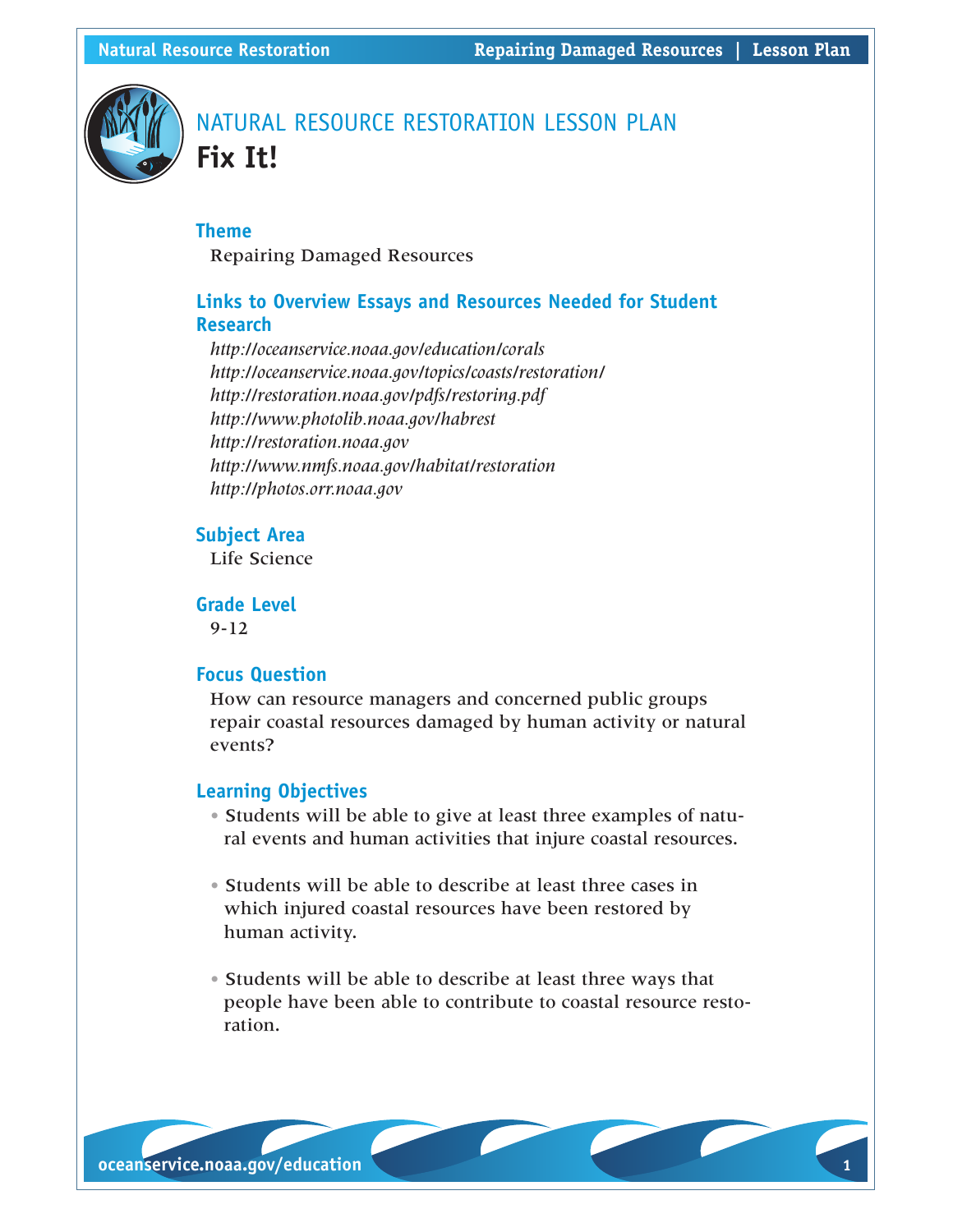# NATURAL RESOURCE RESTORATION LESSON PLAN

# Fix It!

## Theme

Repairing Damaged Resources

## Links to Overview Essays and Resources Needed for Student Research

*http://oceanservice.noaa.gov/education/corals*
*http://oceanservice.noaa.gov/topics/coasts/restoration/*
*http://restoration.noaa.gov/pdfs/restoring.pdf*
*http://www.photolib.noaa.gov/habrest*
*http://restoration.noaa.gov*
*http://www.nmfs.noaa.gov/habitat/restoration*
*http://photos.orr.noaa.gov*

## Subject Area

Life Science

## Grade Level

9-12

## Focus Question

How can resource managers and concerned public groups repair coastal resources damaged by human activity or natural events?

## Learning Objectives

- Students will be able to give at least three examples of natural events and human activities that injure coastal resources.
- Students will be able to describe at least three cases in which injured coastal resources have been restored by human activity.
- Students will be able to describe at least three ways that people have been able to contribute to coastal resource restoration.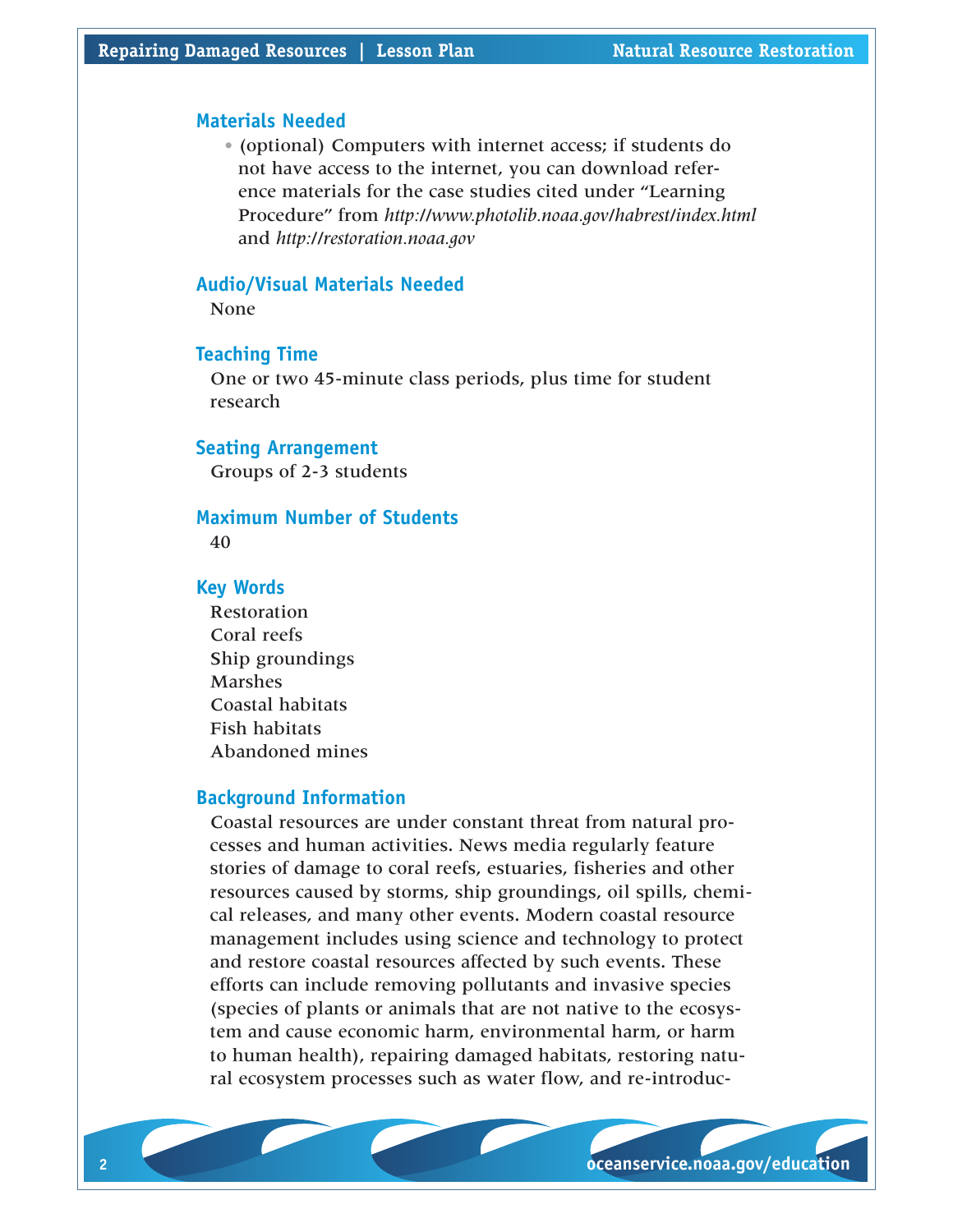## Materials Needed

- (optional) Computers with internet access; if students do not have access to the internet, you can download reference materials for the case studies cited under "Learning Procedure" from *http://www.photolib.noaa.gov/habrest/index.html* and *http://restoration.noaa.gov*

## Audio/Visual Materials Needed

None

## Teaching Time

One or two 45-minute class periods, plus time for student research

## Seating Arrangement

Groups of 2-3 students

## Maximum Number of Students

40

## Key Words

Restoration
Coral reefs
Ship groundings
Marshes
Coastal habitats
Fish habitats
Abandoned mines

## Background Information

Coastal resources are under constant threat from natural processes and human activities. News media regularly feature stories of damage to coral reefs, estuaries, fisheries and other resources caused by storms, ship groundings, oil spills, chemical releases, and many other events. Modern coastal resource management includes using science and technology to protect and restore coastal resources affected by such events. These efforts can include removing pollutants and invasive species (species of plants or animals that are not native to the ecosystem and cause economic harm, environmental harm, or harm to human health), repairing damaged habitats, restoring natural ecosystem processes such as water flow, and re-introduc-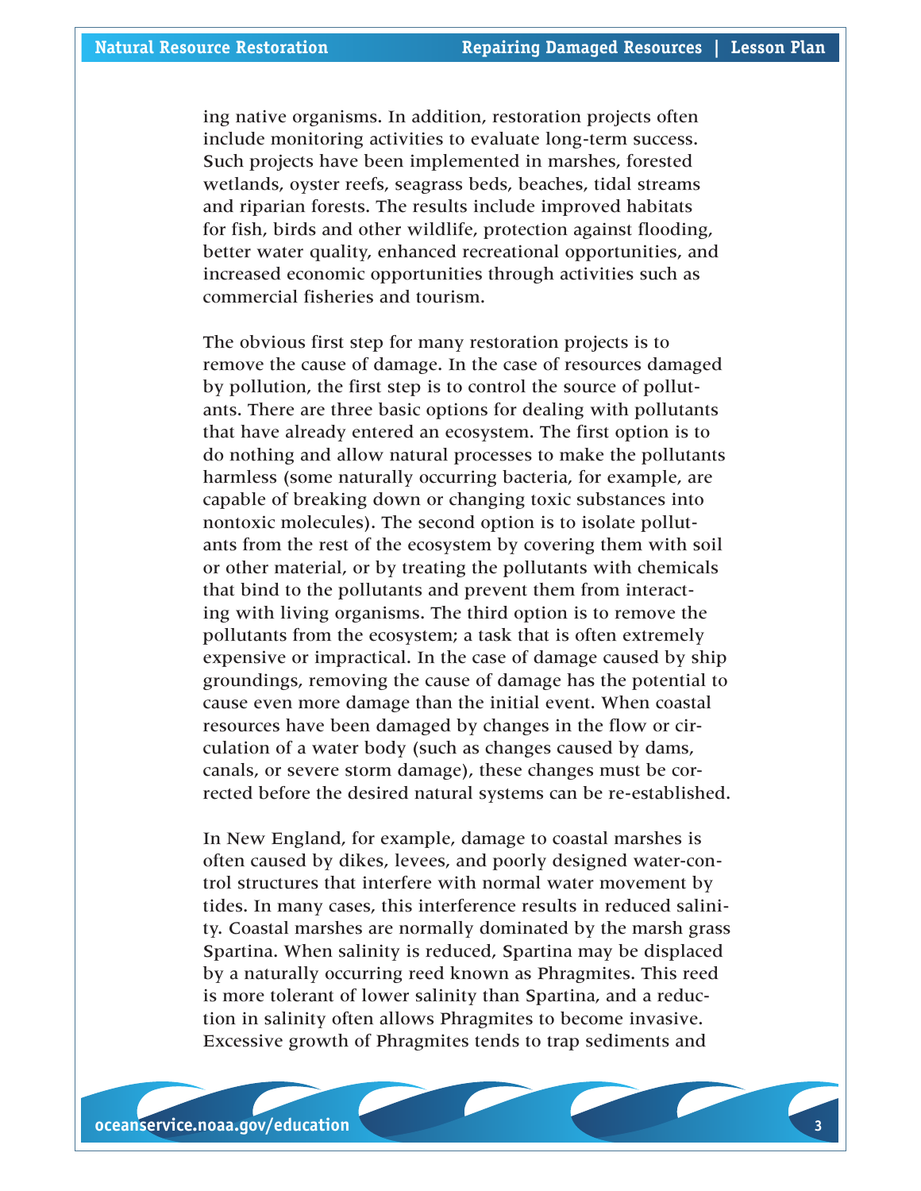ing native organisms. In addition, restoration projects often include monitoring activities to evaluate long-term success. Such projects have been implemented in marshes, forested wetlands, oyster reefs, seagrass beds, beaches, tidal streams and riparian forests. The results include improved habitats for fish, birds and other wildlife, protection against flooding, better water quality, enhanced recreational opportunities, and increased economic opportunities through activities such as commercial fisheries and tourism.

The obvious first step for many restoration projects is to remove the cause of damage. In the case of resources damaged by pollution, the first step is to control the source of pollutants. There are three basic options for dealing with pollutants that have already entered an ecosystem. The first option is to do nothing and allow natural processes to make the pollutants harmless (some naturally occurring bacteria, for example, are capable of breaking down or changing toxic substances into nontoxic molecules). The second option is to isolate pollutants from the rest of the ecosystem by covering them with soil or other material, or by treating the pollutants with chemicals that bind to the pollutants and prevent them from interacting with living organisms. The third option is to remove the pollutants from the ecosystem; a task that is often extremely expensive or impractical. In the case of damage caused by ship groundings, removing the cause of damage has the potential to cause even more damage than the initial event. When coastal resources have been damaged by changes in the flow or circulation of a water body (such as changes caused by dams, canals, or severe storm damage), these changes must be corrected before the desired natural systems can be re-established.

In New England, for example, damage to coastal marshes is often caused by dikes, levees, and poorly designed water-control structures that interfere with normal water movement by tides. In many cases, this interference results in reduced salinity. Coastal marshes are normally dominated by the marsh grass Spartina. When salinity is reduced, Spartina may be displaced by a naturally occurring reed known as Phragmites. This reed is more tolerant of lower salinity than Spartina, and a reduction in salinity often allows Phragmites to become invasive. Excessive growth of Phragmites tends to trap sediments and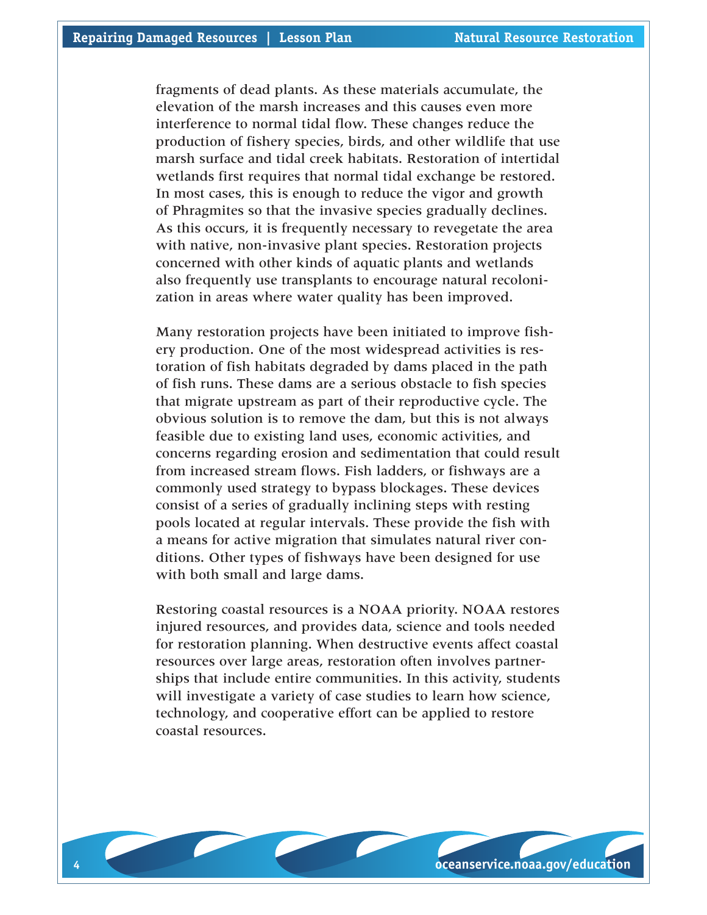fragments of dead plants. As these materials accumulate, the elevation of the marsh increases and this causes even more interference to normal tidal flow. These changes reduce the production of fishery species, birds, and other wildlife that use marsh surface and tidal creek habitats. Restoration of intertidal wetlands first requires that normal tidal exchange be restored. In most cases, this is enough to reduce the vigor and growth of Phragmites so that the invasive species gradually declines. As this occurs, it is frequently necessary to revegetate the area with native, non-invasive plant species. Restoration projects concerned with other kinds of aquatic plants and wetlands also frequently use transplants to encourage natural recolonization in areas where water quality has been improved.

Many restoration projects have been initiated to improve fishery production. One of the most widespread activities is restoration of fish habitats degraded by dams placed in the path of fish runs. These dams are a serious obstacle to fish species that migrate upstream as part of their reproductive cycle. The obvious solution is to remove the dam, but this is not always feasible due to existing land uses, economic activities, and concerns regarding erosion and sedimentation that could result from increased stream flows. Fish ladders, or fishways are a commonly used strategy to bypass blockages. These devices consist of a series of gradually inclining steps with resting pools located at regular intervals. These provide the fish with a means for active migration that simulates natural river conditions. Other types of fishways have been designed for use with both small and large dams.

Restoring coastal resources is a NOAA priority. NOAA restores injured resources, and provides data, science and tools needed for restoration planning. When destructive events affect coastal resources over large areas, restoration often involves partnerships that include entire communities. In this activity, students will investigate a variety of case studies to learn how science, technology, and cooperative effort can be applied to restore coastal resources.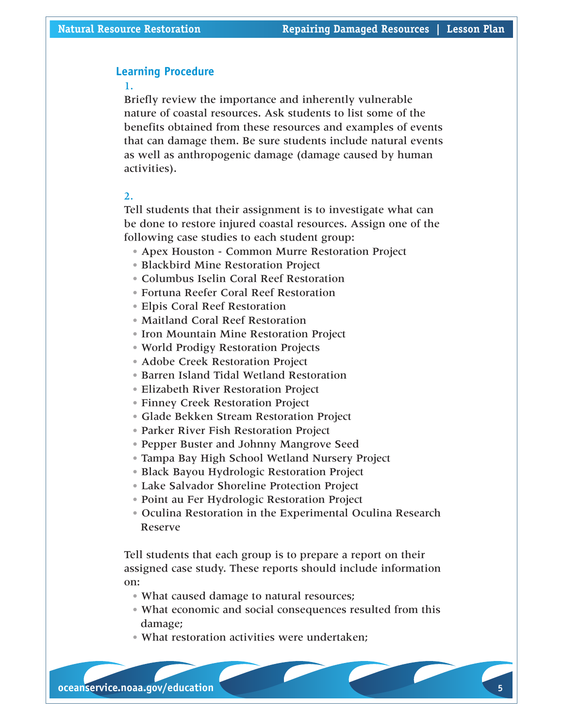## Learning Procedure

1.

Briefly review the importance and inherently vulnerable nature of coastal resources. Ask students to list some of the benefits obtained from these resources and examples of events that can damage them. Be sure students include natural events as well as anthropogenic damage (damage caused by human activities).

2.

Tell students that their assignment is to investigate what can be done to restore injured coastal resources. Assign one of the following case studies to each student group:

- Apex Houston - Common Murre Restoration Project
- Blackbird Mine Restoration Project
- Columbus Iselin Coral Reef Restoration
- Fortuna Reefer Coral Reef Restoration
- Elpis Coral Reef Restoration
- Maitland Coral Reef Restoration
- Iron Mountain Mine Restoration Project
- World Prodigy Restoration Projects
- Adobe Creek Restoration Project
- Barren Island Tidal Wetland Restoration
- Elizabeth River Restoration Project
- Finney Creek Restoration Project
- Glade Bekken Stream Restoration Project
- Parker River Fish Restoration Project
- Pepper Buster and Johnny Mangrove Seed
- Tampa Bay High School Wetland Nursery Project
- Black Bayou Hydrologic Restoration Project
- Lake Salvador Shoreline Protection Project
- Point au Fer Hydrologic Restoration Project
- Oculina Restoration in the Experimental Oculina Research Reserve

Tell students that each group is to prepare a report on their assigned case study. These reports should include information on:

- What caused damage to natural resources;
- What economic and social consequences resulted from this damage;
- What restoration activities were undertaken;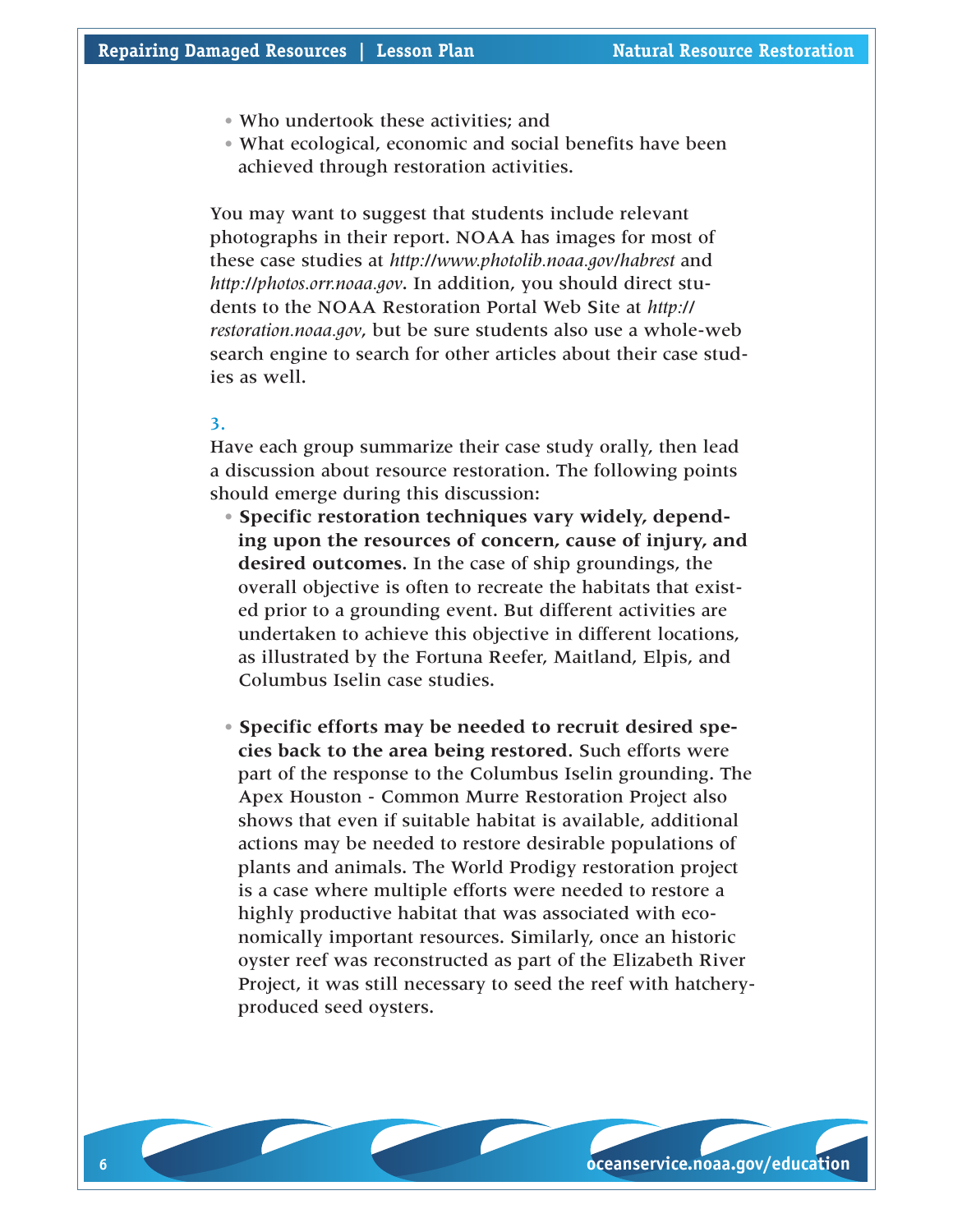- Who undertook these activities; and
- What ecological, economic and social benefits have been achieved through restoration activities.

You may want to suggest that students include relevant photographs in their report. NOAA has images for most of these case studies at *http://www.photolib.noaa.gov/habrest* and *http://photos.orr.noaa.gov*. In addition, you should direct students to the NOAA Restoration Portal Web Site at *http://restoration.noaa.gov*, but be sure students also use a whole-web search engine to search for other articles about their case studies as well.

3.

Have each group summarize their case study orally, then lead a discussion about resource restoration. The following points should emerge during this discussion:

- **Specific restoration techniques vary widely, depending upon the resources of concern, cause of injury, and desired outcomes.** In the case of ship groundings, the overall objective is often to recreate the habitats that existed prior to a grounding event. But different activities are undertaken to achieve this objective in different locations, as illustrated by the Fortuna Reefer, Maitland, Elpis, and Columbus Iselin case studies.

- **Specific efforts may be needed to recruit desired species back to the area being restored.** Such efforts were part of the response to the Columbus Iselin grounding. The Apex Houston - Common Murre Restoration Project also shows that even if suitable habitat is available, additional actions may be needed to restore desirable populations of plants and animals. The World Prodigy restoration project is a case where multiple efforts were needed to restore a highly productive habitat that was associated with economically important resources. Similarly, once an historic oyster reef was reconstructed as part of the Elizabeth River Project, it was still necessary to seed the reef with hatchery-produced seed oysters.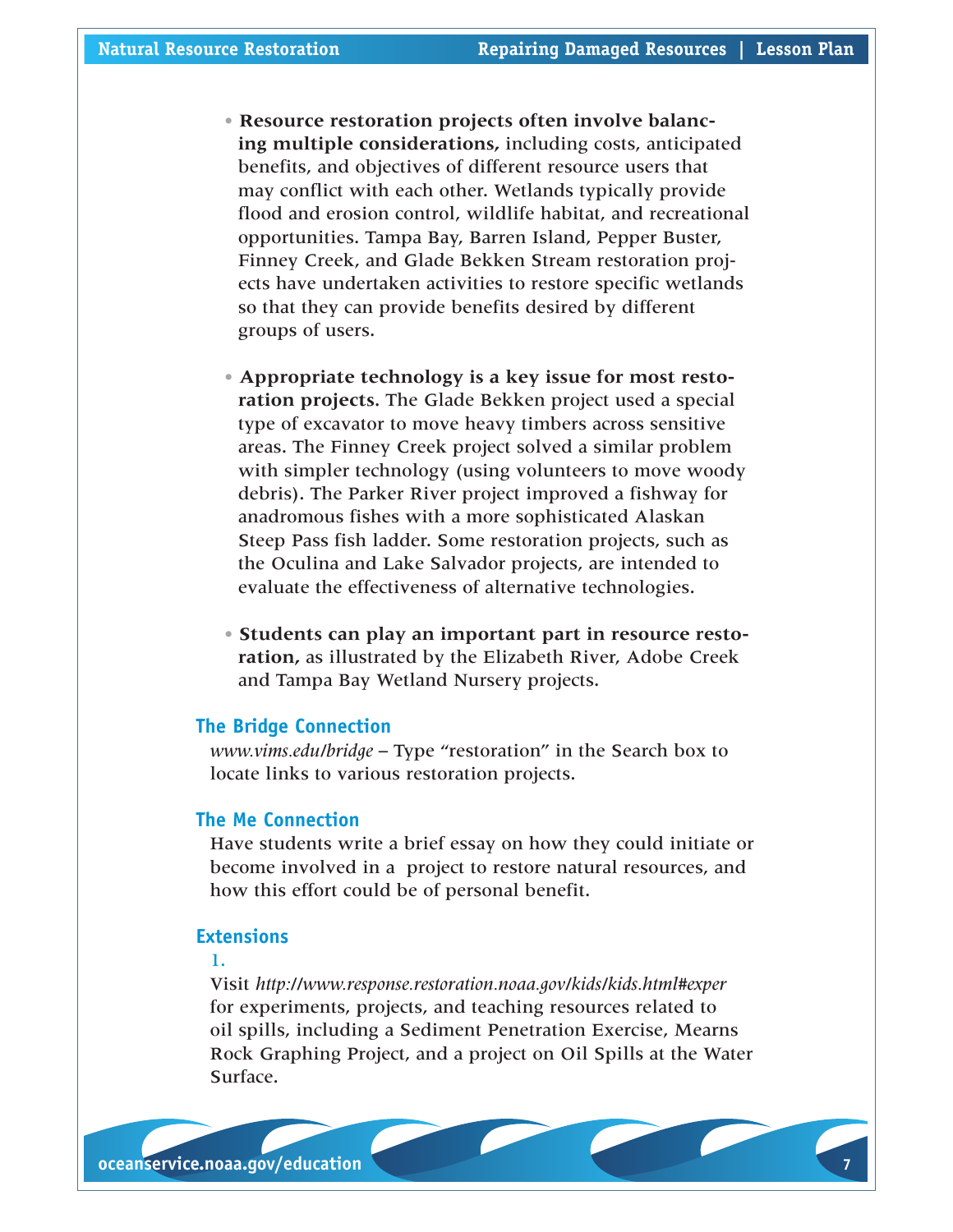- **Resource restoration projects often involve balancing multiple considerations,** including costs, anticipated benefits, and objectives of different resource users that may conflict with each other. Wetlands typically provide flood and erosion control, wildlife habitat, and recreational opportunities. Tampa Bay, Barren Island, Pepper Buster, Finney Creek, and Glade Bekken Stream restoration projects have undertaken activities to restore specific wetlands so that they can provide benefits desired by different groups of users.

- **Appropriate technology is a key issue for most restoration projects.** The Glade Bekken project used a special type of excavator to move heavy timbers across sensitive areas. The Finney Creek project solved a similar problem with simpler technology (using volunteers to move woody debris). The Parker River project improved a fishway for anadromous fishes with a more sophisticated Alaskan Steep Pass fish ladder. Some restoration projects, such as the Oculina and Lake Salvador projects, are intended to evaluate the effectiveness of alternative technologies.

- **Students can play an important part in resource restoration,** as illustrated by the Elizabeth River, Adobe Creek and Tampa Bay Wetland Nursery projects.

## The Bridge Connection

*www.vims.edu/bridge* – Type "restoration" in the Search box to locate links to various restoration projects.

## The Me Connection

Have students write a brief essay on how they could initiate or become involved in a project to restore natural resources, and how this effort could be of personal benefit.

## Extensions

1. Visit *http://www.response.restoration.noaa.gov/kids/kids.html#exper* for experiments, projects, and teaching resources related to oil spills, including a Sediment Penetration Exercise, Mearns Rock Graphing Project, and a project on Oil Spills at the Water Surface.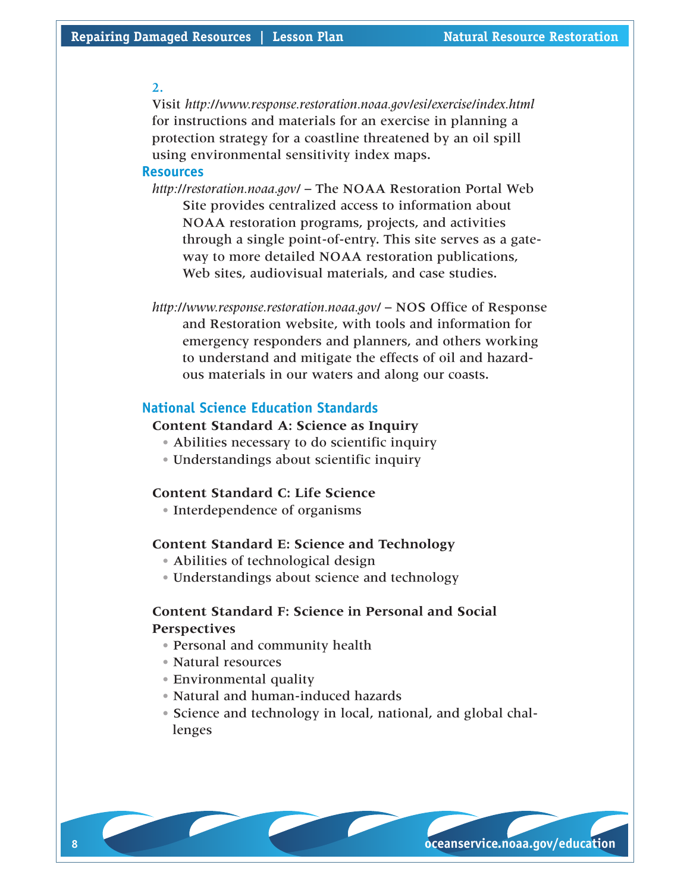2.

Visit *http://www.response.restoration.noaa.gov/esi/exercise/index.html* for instructions and materials for an exercise in planning a protection strategy for a coastline threatened by an oil spill using environmental sensitivity index maps.

## Resources

*http://restoration.noaa.gov/* – The NOAA Restoration Portal Web Site provides centralized access to information about NOAA restoration programs, projects, and activities through a single point-of-entry. This site serves as a gateway to more detailed NOAA restoration publications, Web sites, audiovisual materials, and case studies.

*http://www.response.restoration.noaa.gov/* – NOS Office of Response and Restoration website, with tools and information for emergency responders and planners, and others working to understand and mitigate the effects of oil and hazardous materials in our waters and along our coasts.

## National Science Education Standards

**Content Standard A: Science as Inquiry**

- Abilities necessary to do scientific inquiry
- Understandings about scientific inquiry

**Content Standard C: Life Science**

- Interdependence of organisms

**Content Standard E: Science and Technology**

- Abilities of technological design
- Understandings about science and technology

**Content Standard F: Science in Personal and Social Perspectives**

- Personal and community health
- Natural resources
- Environmental quality
- Natural and human-induced hazards
- Science and technology in local, national, and global challenges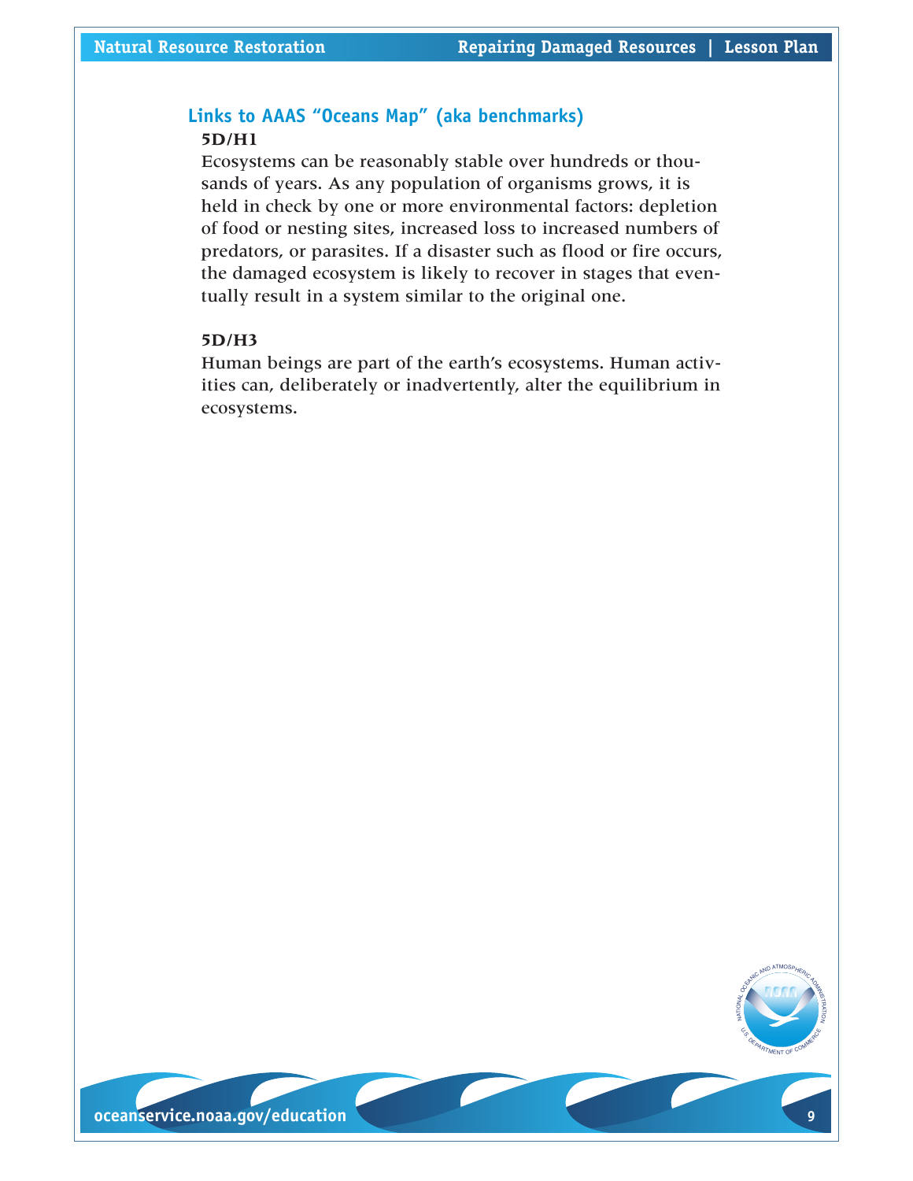## Links to AAAS "Oceans Map" (aka benchmarks)

**5D/H1**

Ecosystems can be reasonably stable over hundreds or thousands of years. As any population of organisms grows, it is held in check by one or more environmental factors: depletion of food or nesting sites, increased loss to increased numbers of predators, or parasites. If a disaster such as flood or fire occurs, the damaged ecosystem is likely to recover in stages that eventually result in a system similar to the original one.

**5D/H3**

Human beings are part of the earth's ecosystems. Human activities can, deliberately or inadvertently, alter the equilibrium in ecosystems.